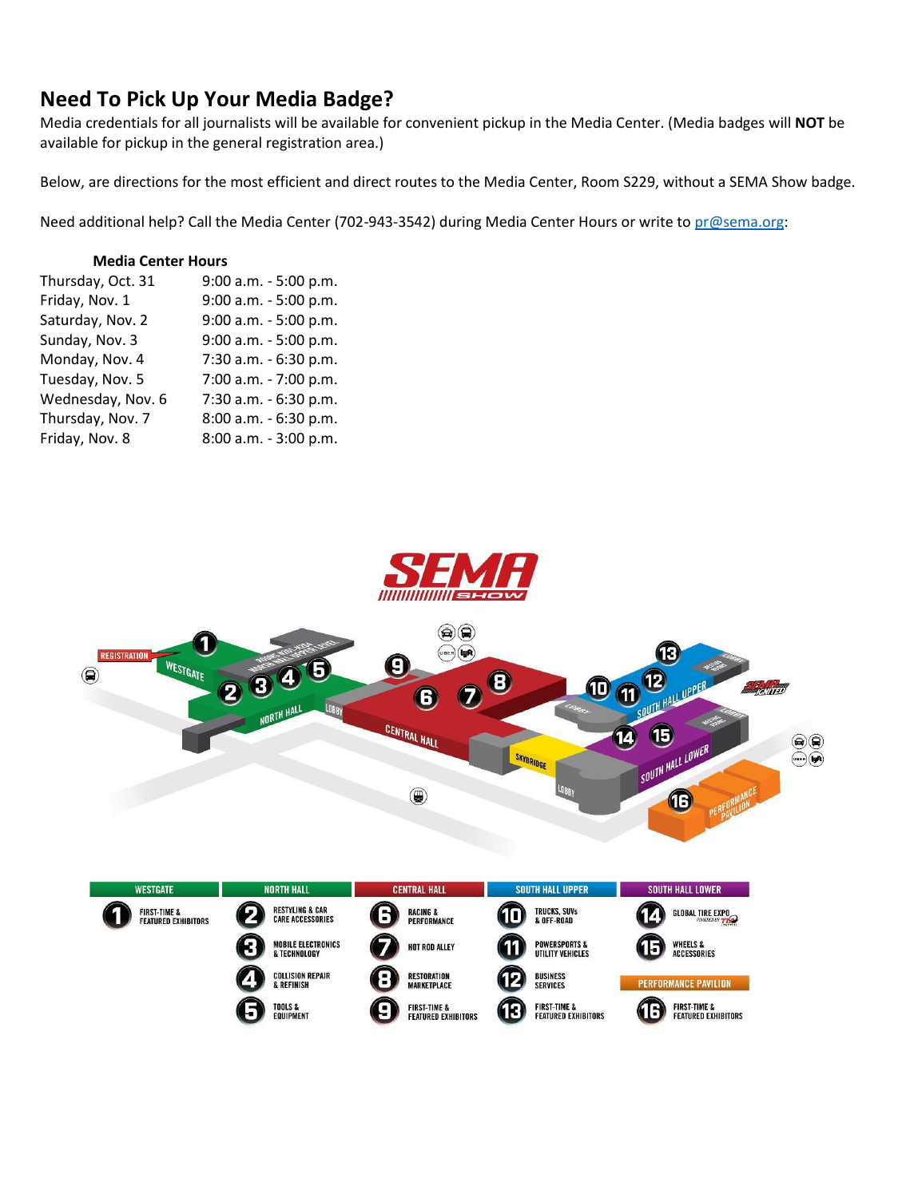## Need To Pick Up Your Media Badge?

Media credentials for all journalists will be available for convenient pickup in the Media Center. (Media badges will **NOT** be available for pickup in the general registration area.)

Below, are directions for the most efficient and direct routes to the Media Center, Room S229, without a SEMA Show badge.

Need additional help? Call the Media Center (702-943-3542) during Media Center Hours or write to pr@sema.org:

**Media Center Hours**

| | |
|---|---|
| Thursday, Oct. 31 | 9:00 a.m. - 5:00 p.m. |
| Friday, Nov. 1 | 9:00 a.m. - 5:00 p.m. |
| Saturday, Nov. 2 | 9:00 a.m. - 5:00 p.m. |
| Sunday, Nov. 3 | 9:00 a.m. - 5:00 p.m. |
| Monday, Nov. 4 | 7:30 a.m. - 6:30 p.m. |
| Tuesday, Nov. 5 | 7:00 a.m. - 7:00 p.m. |
| Wednesday, Nov. 6 | 7:30 a.m. - 6:30 p.m. |
| Thursday, Nov. 7 | 8:00 a.m. - 6:30 p.m. |
| Friday, Nov. 8 | 8:00 a.m. - 3:00 p.m. |

| WESTGATE | NORTH HALL | CENTRAL HALL | SOUTH HALL UPPER | SOUTH HALL LOWER |
|---|---|---|---|---|
| 1 First-Time & Featured Exhibitors | 2 Restyling & Car Care Accessories | 6 Racing & Performance | 10 Trucks, SUVs & Off-Road | 14 Global Tire Expo |
| | 3 Mobile Electronics & Technology | 7 Hot Rod Alley | 11 Powersports & Utility Vehicles | 15 Wheels & Accessories |
| | 4 Collision Repair & Refinish | 8 Restoration Marketplace | 12 Business Services | PERFORMANCE PAVILION |
| | 5 Tools & Equipment | 9 First-Time & Featured Exhibitors | 13 First-Time & Featured Exhibitors | 16 First-Time & Featured Exhibitors |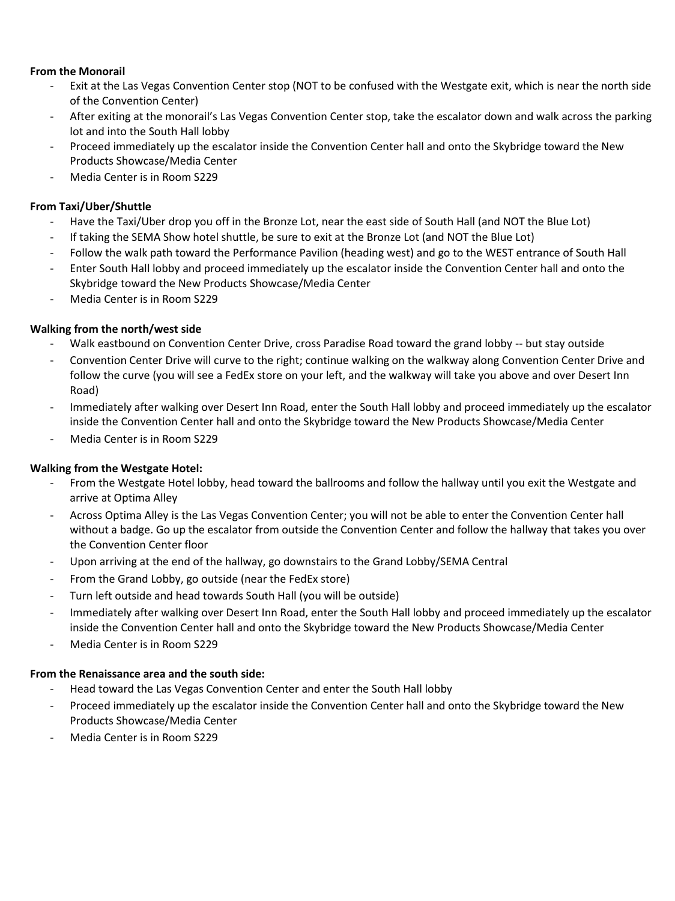**From the Monorail**

- Exit at the Las Vegas Convention Center stop (NOT to be confused with the Westgate exit, which is near the north side of the Convention Center)
- After exiting at the monorail's Las Vegas Convention Center stop, take the escalator down and walk across the parking lot and into the South Hall lobby
- Proceed immediately up the escalator inside the Convention Center hall and onto the Skybridge toward the New Products Showcase/Media Center
- Media Center is in Room S229

**From Taxi/Uber/Shuttle**

- Have the Taxi/Uber drop you off in the Bronze Lot, near the east side of South Hall (and NOT the Blue Lot)
- If taking the SEMA Show hotel shuttle, be sure to exit at the Bronze Lot (and NOT the Blue Lot)
- Follow the walk path toward the Performance Pavilion (heading west) and go to the WEST entrance of South Hall
- Enter South Hall lobby and proceed immediately up the escalator inside the Convention Center hall and onto the Skybridge toward the New Products Showcase/Media Center
- Media Center is in Room S229

**Walking from the north/west side**

- Walk eastbound on Convention Center Drive, cross Paradise Road toward the grand lobby -- but stay outside
- Convention Center Drive will curve to the right; continue walking on the walkway along Convention Center Drive and follow the curve (you will see a FedEx store on your left, and the walkway will take you above and over Desert Inn Road)
- Immediately after walking over Desert Inn Road, enter the South Hall lobby and proceed immediately up the escalator inside the Convention Center hall and onto the Skybridge toward the New Products Showcase/Media Center
- Media Center is in Room S229

**Walking from the Westgate Hotel:**

- From the Westgate Hotel lobby, head toward the ballrooms and follow the hallway until you exit the Westgate and arrive at Optima Alley
- Across Optima Alley is the Las Vegas Convention Center; you will not be able to enter the Convention Center hall without a badge. Go up the escalator from outside the Convention Center and follow the hallway that takes you over the Convention Center floor
- Upon arriving at the end of the hallway, go downstairs to the Grand Lobby/SEMA Central
- From the Grand Lobby, go outside (near the FedEx store)
- Turn left outside and head towards South Hall (you will be outside)
- Immediately after walking over Desert Inn Road, enter the South Hall lobby and proceed immediately up the escalator inside the Convention Center hall and onto the Skybridge toward the New Products Showcase/Media Center
- Media Center is in Room S229

**From the Renaissance area and the south side:**

- Head toward the Las Vegas Convention Center and enter the South Hall lobby
- Proceed immediately up the escalator inside the Convention Center hall and onto the Skybridge toward the New Products Showcase/Media Center
- Media Center is in Room S229